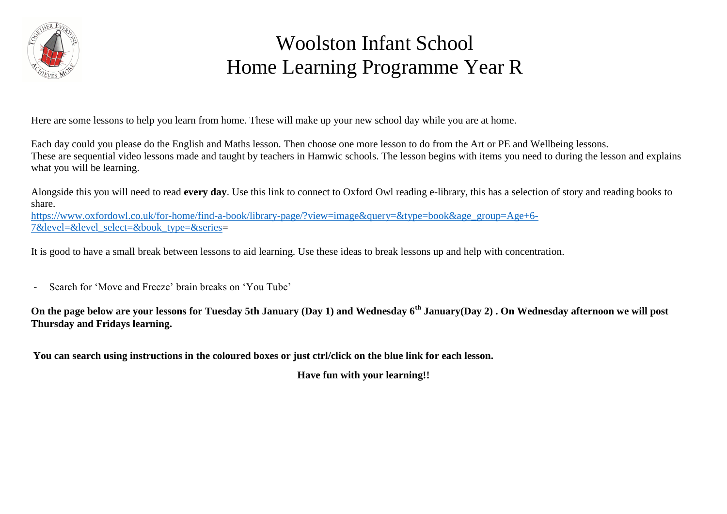# Woolston Infant School
# Home Learning Programme Year R

Here are some lessons to help you learn from home. These will make up your new school day while you are at home.

Each day could you please do the English and Maths lesson. Then choose one more lesson to do from the Art or PE and Wellbeing lessons.
These are sequential video lessons made and taught by teachers in Hamwic schools. The lesson begins with items you need to during the lesson and explains what you will be learning.

Alongside this you will need to read **every day**. Use this link to connect to Oxford Owl reading e-library, this has a selection of story and reading books to share.
[https://www.oxfordowl.co.uk/for-home/find-a-book/library-page/?view=image&query=&type=book&age_group=Age+6-7&level=&level_select=&book_type=&series](https://www.oxfordowl.co.uk/for-home/find-a-book/library-page/?view=image&query=&type=book&age_group=Age+6-7&level=&level_select=&book_type=&series)=

It is good to have a small break between lessons to aid learning. Use these ideas to break lessons up and help with concentration.

- Search for 'Move and Freeze' brain breaks on 'You Tube'

**On the page below are your lessons for Tuesday 5th January (Day 1) and Wednesday 6th January(Day 2) . On Wednesday afternoon we will post Thursday and Fridays learning.**

**You can search using instructions in the coloured boxes or just ctrl/click on the blue link for each lesson.**

**Have fun with your learning!!**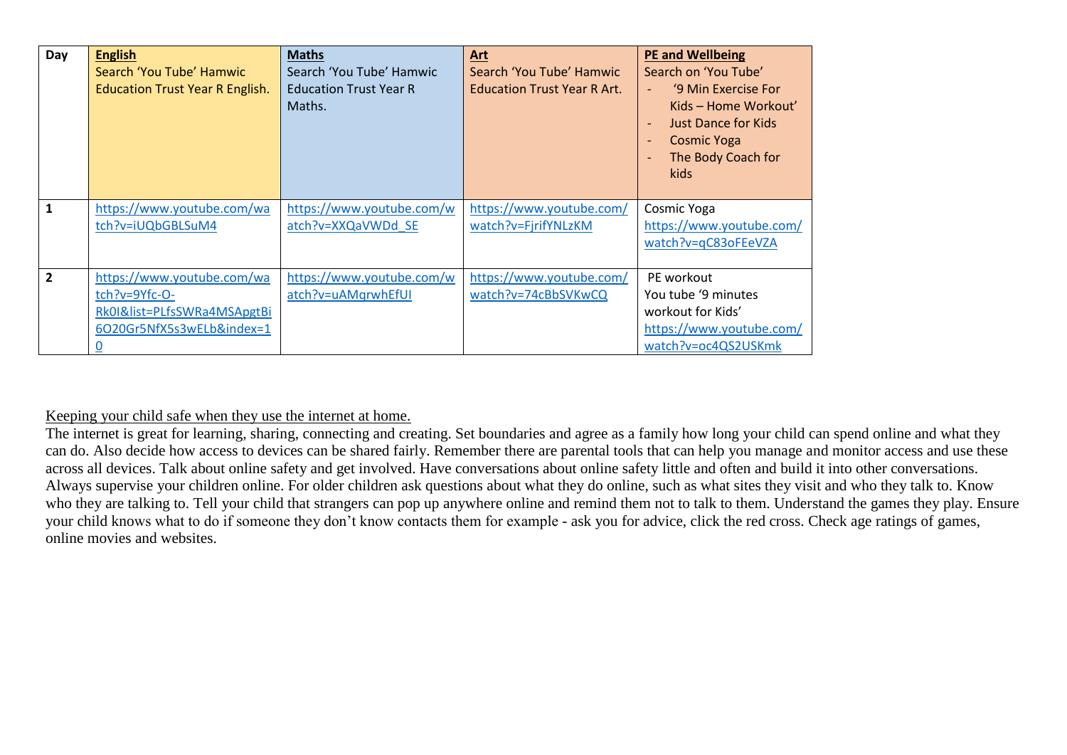| Day | **English**<br>Search 'You Tube' Hamwic Education Trust Year R English. | **Maths**<br>Search 'You Tube' Hamwic Education Trust Year R Maths. | **Art**<br>Search 'You Tube' Hamwic Education Trust Year R Art. | **PE and Wellbeing**<br>Search on 'You Tube'<br>- '9 Min Exercise For Kids – Home Workout'<br>- Just Dance for Kids<br>- Cosmic Yoga<br>- The Body Coach for kids |
|---|---|---|---|---|
| **1** | https://www.youtube.com/watch?v=iUQbGBLSuM4 | https://www.youtube.com/watch?v=XXQaVWDd_SE | https://www.youtube.com/watch?v=FjrifYNLzKM | Cosmic Yoga<br>https://www.youtube.com/watch?v=qC83oFEeVZA |
| **2** | https://www.youtube.com/watch?v=9Yfc-O-Rk0I&list=PLfsSWRa4MSApgtBi6O20Gr5NfX5s3wELb&index=10 | https://www.youtube.com/watch?v=uAMqrwhEfUI | https://www.youtube.com/watch?v=74cBbSVKwCQ | PE workout<br>You tube '9 minutes workout for Kids'<br>https://www.youtube.com/watch?v=oc4QS2USKmk |

Keeping your child safe when they use the internet at home.

The internet is great for learning, sharing, connecting and creating. Set boundaries and agree as a family how long your child can spend online and what they can do. Also decide how access to devices can be shared fairly. Remember there are parental tools that can help you manage and monitor access and use these across all devices. Talk about online safety and get involved. Have conversations about online safety little and often and build it into other conversations. Always supervise your children online. For older children ask questions about what they do online, such as what sites they visit and who they talk to. Know who they are talking to. Tell your child that strangers can pop up anywhere online and remind them not to talk to them. Understand the games they play. Ensure your child knows what to do if someone they don't know contacts them for example - ask you for advice, click the red cross. Check age ratings of games, online movies and websites.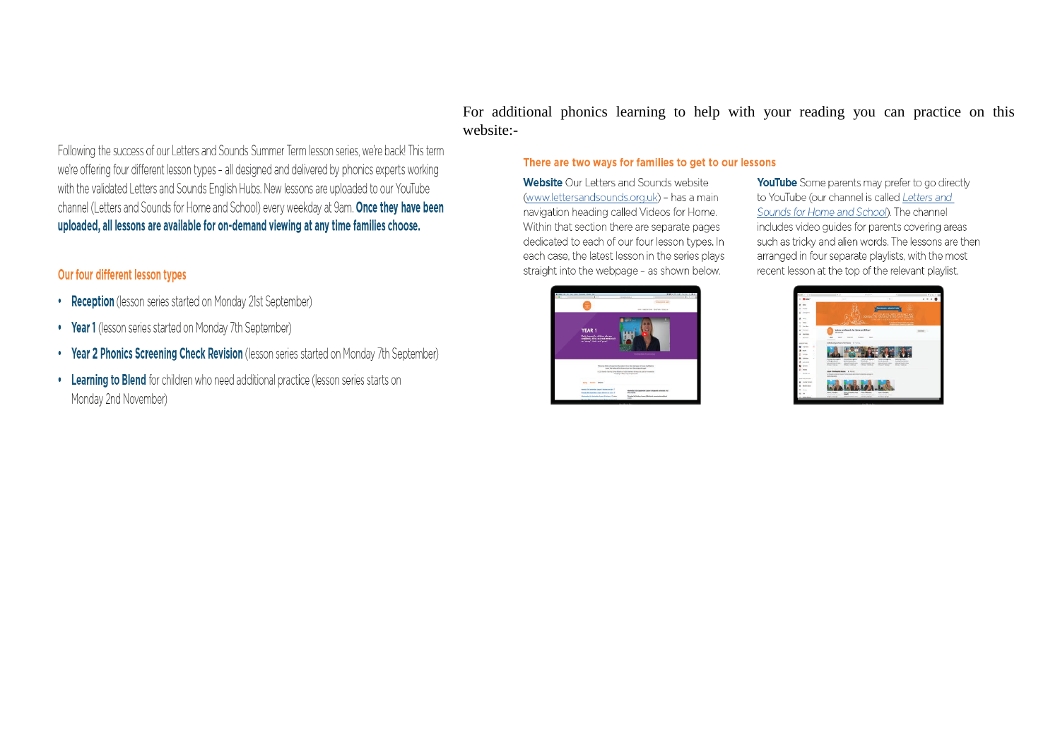For additional phonics learning to help with your reading you can practice on this website:-

Following the success of our Letters and Sounds Summer Term lesson series, we're back! This term we're offering four different lesson types – all designed and delivered by phonics experts working with the validated Letters and Sounds English Hubs. New lessons are uploaded to our YouTube channel (Letters and Sounds for Home and School) every weekday at 9am. **Once they have been uploaded, all lessons are available for on-demand viewing at any time families choose.**

## Our four different lesson types

- **Reception** (lesson series started on Monday 21st September)
- **Year 1** (lesson series started on Monday 7th September)
- **Year 2 Phonics Screening Check Revision** (lesson series started on Monday 7th September)
- **Learning to Blend** for children who need additional practice (lesson series starts on Monday 2nd November)

## There are two ways for families to get to our lessons

**Website** Our Letters and Sounds website (www.lettersandsounds.org.uk) – has a main navigation heading called Videos for Home. Within that section there are separate pages dedicated to each of our four lesson types. In each case, the latest lesson in the series plays straight into the webpage – as shown below.

**YouTube** Some parents may prefer to go directly to YouTube (our channel is called *Letters and Sounds for Home and School*). The channel includes video guides for parents covering areas such as tricky and alien words. The lessons are then arranged in four separate playlists, with the most recent lesson at the top of the relevant playlist.